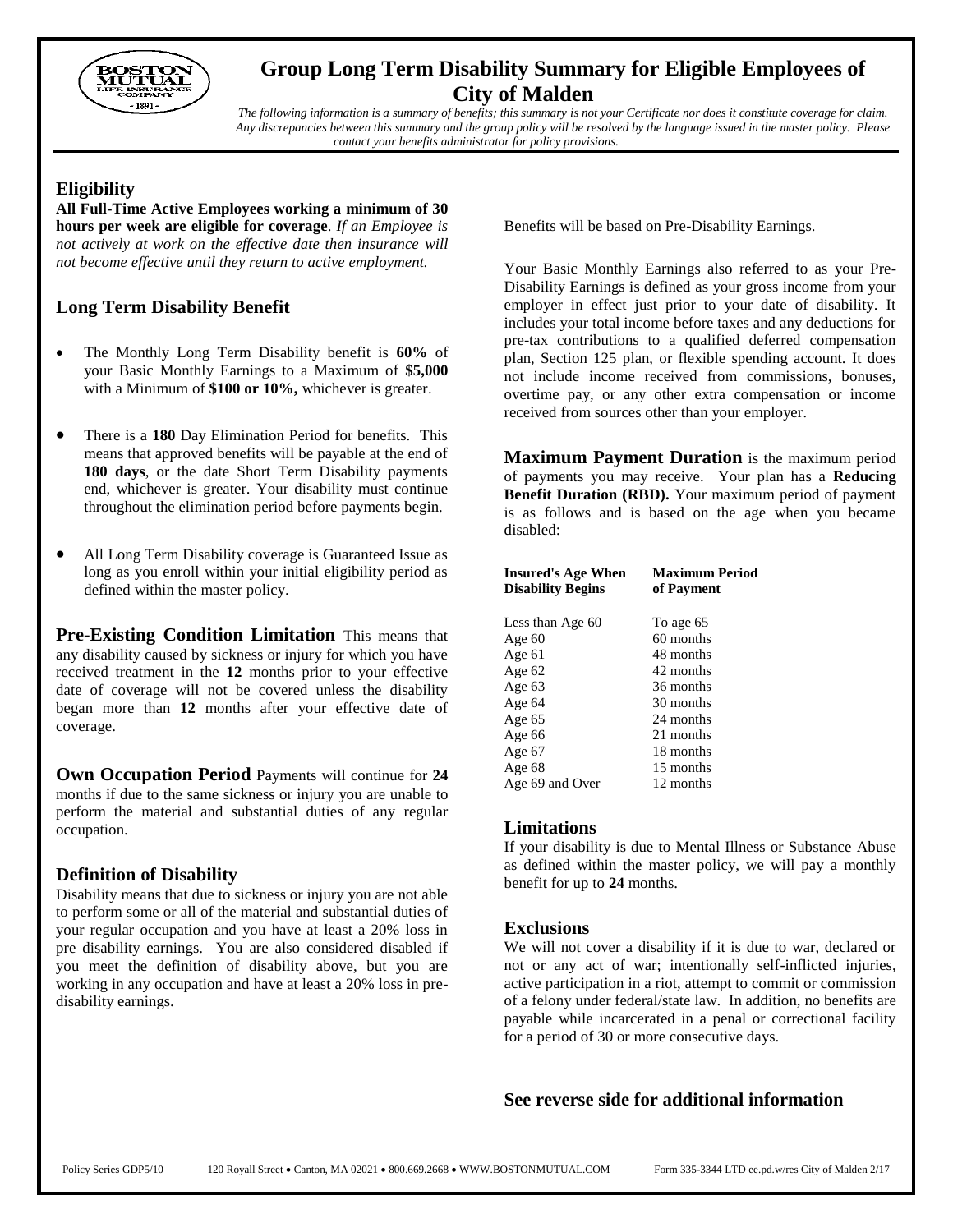# Group Long Term Disability Summary for Eligible Employees of City of Malden

*The following information is a summary of benefits; this summary is not your Certificate nor does it constitute coverage for claim. Any discrepancies between this summary and the group policy will be resolved by the language issued in the master policy. Please contact your benefits administrator for policy provisions.*

## Eligibility

**All Full-Time Active Employees working a minimum of 30 hours per week are eligible for coverage**. *If an Employee is not actively at work on the effective date then insurance will not become effective until they return to active employment.*

## Long Term Disability Benefit

- The Monthly Long Term Disability benefit is **60%** of your Basic Monthly Earnings to a Maximum of **$5,000** with a Minimum of **$100 or 10%,** whichever is greater.
- There is a **180** Day Elimination Period for benefits. This means that approved benefits will be payable at the end of **180 days**, or the date Short Term Disability payments end, whichever is greater. Your disability must continue throughout the elimination period before payments begin.
- All Long Term Disability coverage is Guaranteed Issue as long as you enroll within your initial eligibility period as defined within the master policy.

**Pre-Existing Condition Limitation** This means that any disability caused by sickness or injury for which you have received treatment in the **12** months prior to your effective date of coverage will not be covered unless the disability began more than **12** months after your effective date of coverage.

**Own Occupation Period** Payments will continue for **24** months if due to the same sickness or injury you are unable to perform the material and substantial duties of any regular occupation.

## Definition of Disability

Disability means that due to sickness or injury you are not able to perform some or all of the material and substantial duties of your regular occupation and you have at least a 20% loss in pre disability earnings. You are also considered disabled if you meet the definition of disability above, but you are working in any occupation and have at least a 20% loss in pre-disability earnings.

Benefits will be based on Pre-Disability Earnings.

Your Basic Monthly Earnings also referred to as your Pre-Disability Earnings is defined as your gross income from your employer in effect just prior to your date of disability. It includes your total income before taxes and any deductions for pre-tax contributions to a qualified deferred compensation plan, Section 125 plan, or flexible spending account. It does not include income received from commissions, bonuses, overtime pay, or any other extra compensation or income received from sources other than your employer.

**Maximum Payment Duration** is the maximum period of payments you may receive. Your plan has a **Reducing Benefit Duration (RBD).** Your maximum period of payment is as follows and is based on the age when you became disabled:

| Insured's Age When Disability Begins | Maximum Period of Payment |
|---|---|
| Less than Age 60 | To age 65 |
| Age 60 | 60 months |
| Age 61 | 48 months |
| Age 62 | 42 months |
| Age 63 | 36 months |
| Age 64 | 30 months |
| Age 65 | 24 months |
| Age 66 | 21 months |
| Age 67 | 18 months |
| Age 68 | 15 months |
| Age 69 and Over | 12 months |

## Limitations

If your disability is due to Mental Illness or Substance Abuse as defined within the master policy, we will pay a monthly benefit for up to **24** months.

## Exclusions

We will not cover a disability if it is due to war, declared or not or any act of war; intentionally self-inflicted injuries, active participation in a riot, attempt to commit or commission of a felony under federal/state law. In addition, no benefits are payable while incarcerated in a penal or correctional facility for a period of 30 or more consecutive days.

## See reverse side for additional information

Policy Series GDP5/10 120 Royall Street • Canton, MA 02021 • 800.669.2668 • WWW.BOSTONMUTUAL.COM Form 335-3344 LTD ee.pd.w/res City of Malden 2/17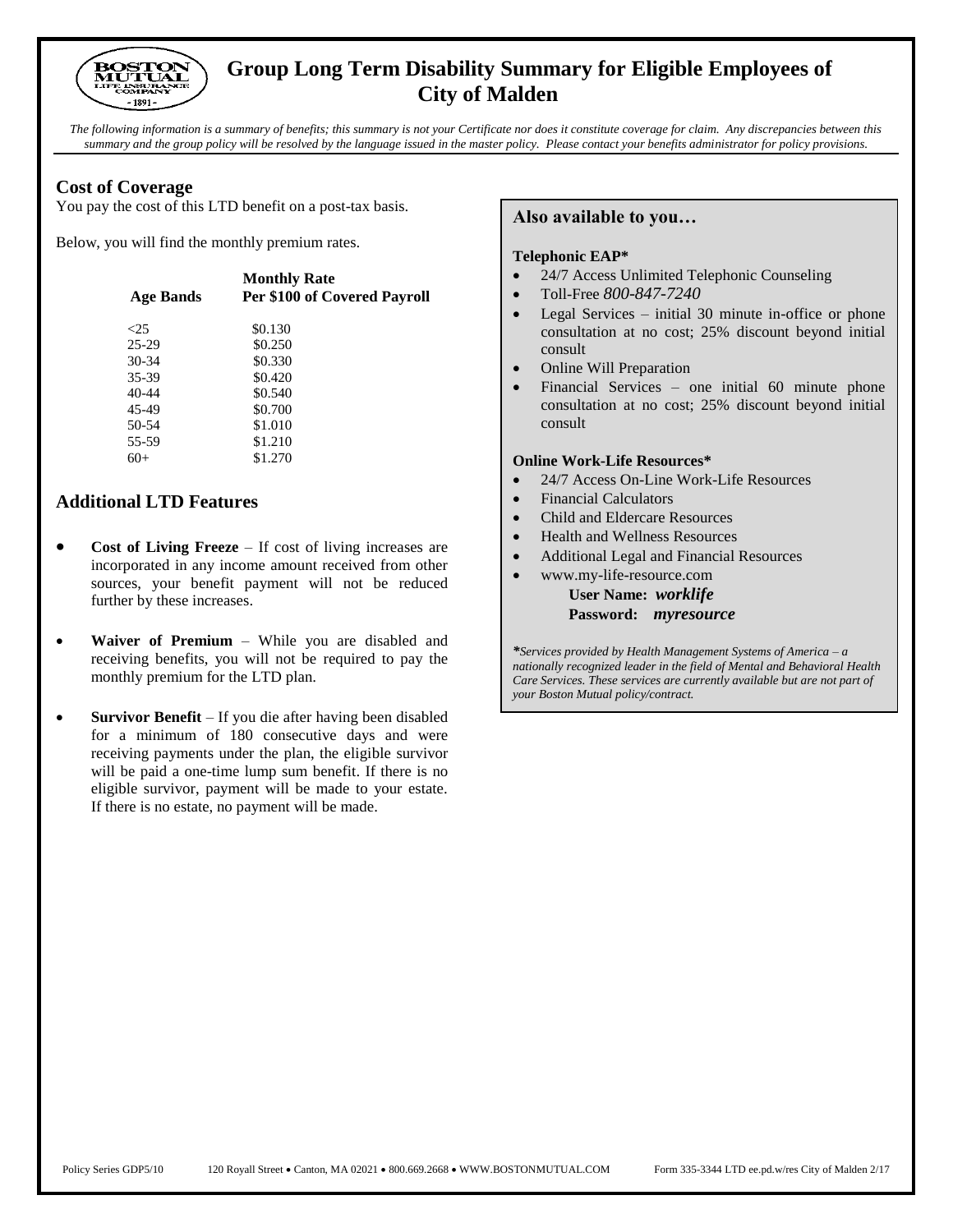# Group Long Term Disability Summary for Eligible Employees of City of Malden

*The following information is a summary of benefits; this summary is not your Certificate nor does it constitute coverage for claim. Any discrepancies between this summary and the group policy will be resolved by the language issued in the master policy. Please contact your benefits administrator for policy provisions.*

## Cost of Coverage

You pay the cost of this LTD benefit on a post-tax basis.

Below, you will find the monthly premium rates.

| Age Bands | Monthly Rate Per $100 of Covered Payroll |
|---|---|
| <25 | $0.130 |
| 25-29 | $0.250 |
| 30-34 | $0.330 |
| 35-39 | $0.420 |
| 40-44 | $0.540 |
| 45-49 | $0.700 |
| 50-54 | $1.010 |
| 55-59 | $1.210 |
| 60+ | $1.270 |

## Additional LTD Features

- **Cost of Living Freeze** – If cost of living increases are incorporated in any income amount received from other sources, your benefit payment will not be reduced further by these increases.
- **Waiver of Premium** – While you are disabled and receiving benefits, you will not be required to pay the monthly premium for the LTD plan.
- **Survivor Benefit** – If you die after having been disabled for a minimum of 180 consecutive days and were receiving payments under the plan, the eligible survivor will be paid a one-time lump sum benefit. If there is no eligible survivor, payment will be made to your estate. If there is no estate, no payment will be made.

## Also available to you…

**Telephonic EAP***

- 24/7 Access Unlimited Telephonic Counseling
- Toll-Free *800-847-7240*
- Legal Services – initial 30 minute in-office or phone consultation at no cost; 25% discount beyond initial consult
- Online Will Preparation
- Financial Services – one initial 60 minute phone consultation at no cost; 25% discount beyond initial consult

**Online Work-Life Resources***

- 24/7 Access On-Line Work-Life Resources
- Financial Calculators
- Child and Eldercare Resources
- Health and Wellness Resources
- Additional Legal and Financial Resources
- www.my-life-resource.com
  **User Name:** ***worklife***
  **Password:** ***myresource***

****Services provided by Health Management Systems of America – a nationally recognized leader in the field of Mental and Behavioral Health Care Services. These services are currently available but are not part of your Boston Mutual policy/contract.*

Policy Series GDP5/10 120 Royall Street • Canton, MA 02021 • 800.669.2668 • WWW.BOSTONMUTUAL.COM Form 335-3344 LTD ee.pd.w/res City of Malden 2/17